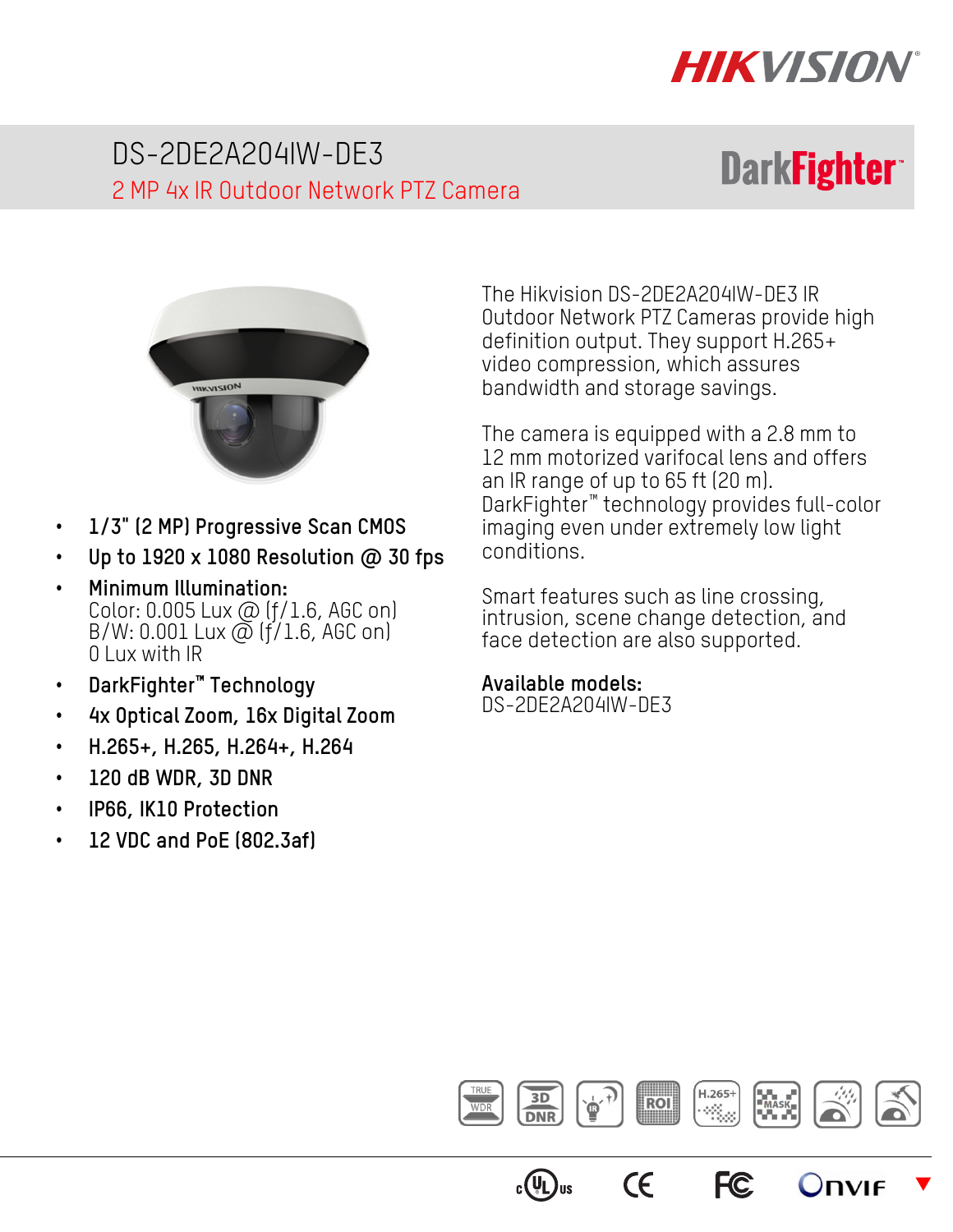# DS-2DE2A204IW-DE3

## 2 MP 4x IR Outdoor Network PTZ Camera

DarkFighter™

- **1/3" (2 MP) Progressive Scan CMOS**
- **Up to 1920 x 1080 Resolution @ 30 fps**
- **Minimum Illumination:**
  Color: 0.005 Lux @ (f/1.6, AGC on)
  B/W: 0.001 Lux @ (f/1.6, AGC on)
  0 Lux with IR
- **DarkFighter™ Technology**
- **4x Optical Zoom, 16x Digital Zoom**
- **H.265+, H.265, H.264+, H.264**
- **120 dB WDR, 3D DNR**
- **IP66, IK10 Protection**
- **12 VDC and PoE (802.3af)**

The Hikvision DS-2DE2A204IW-DE3 IR Outdoor Network PTZ Cameras provide high definition output. They support H.265+ video compression, which assures bandwidth and storage savings.

The camera is equipped with a 2.8 mm to 12 mm motorized varifocal lens and offers an IR range of up to 65 ft (20 m). DarkFighter™ technology provides full-color imaging even under extremely low light conditions.

Smart features such as line crossing, intrusion, scene change detection, and face detection are also supported.

**Available models:**
DS-2DE2A204IW-DE3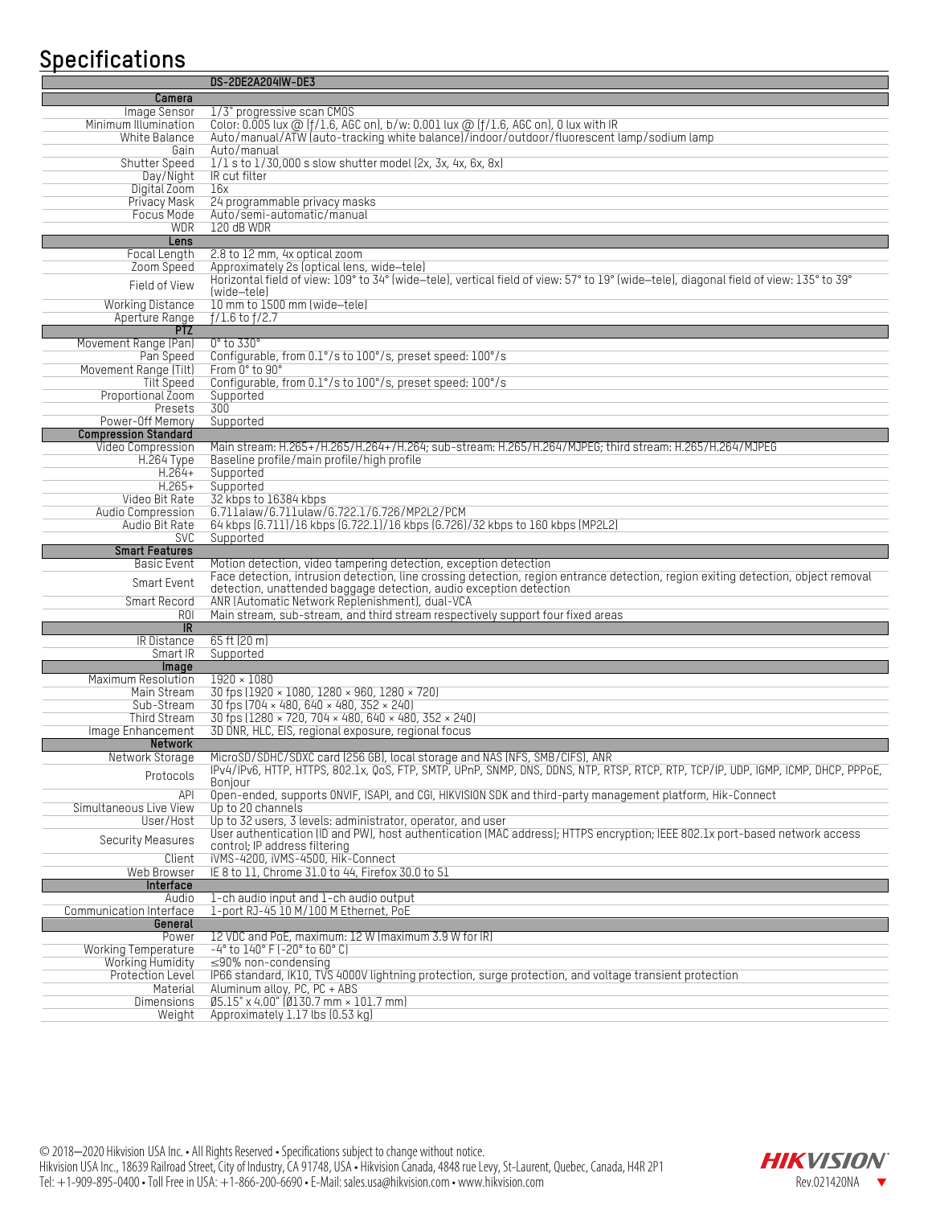## Specifications

| | DS-2DE2A204IW-DE3 |
|---|---|
| **Camera** | |
| Image Sensor | 1/3" progressive scan CMOS |
| Minimum Illumination | Color: 0.005 lux @ (f/1.6, AGC on), b/w: 0.001 lux @ (f/1.6, AGC on), 0 lux with IR |
| White Balance | Auto/manual/ATW (auto-tracking white balance)/indoor/outdoor/fluorescent lamp/sodium lamp |
| Gain | Auto/manual |
| Shutter Speed | 1/1 s to 1/30,000 s slow shutter model (2x, 3x, 4x, 6x, 8x) |
| Day/Night | IR cut filter |
| Digital Zoom | 16x |
| Privacy Mask | 24 programmable privacy masks |
| Focus Mode | Auto/semi-automatic/manual |
| WDR | 120 dB WDR |
| **Lens** | |
| Focal Length | 2.8 to 12 mm, 4x optical zoom |
| Zoom Speed | Approximately 2s (optical lens, wide–tele) |
| Field of View | Horizontal field of view: 109° to 34° (wide–tele), vertical field of view: 57° to 19° (wide–tele), diagonal field of view: 135° to 39° (wide–tele) |
| Working Distance | 10 mm to 1500 mm (wide–tele) |
| Aperture Range | f/1.6 to f/2.7 |
| **PTZ** | |
| Movement Range (Pan) | 0° to 330° |
| Pan Speed | Configurable, from 0.1°/s to 100°/s, preset speed: 100°/s |
| Movement Range (Tilt) | From 0° to 90° |
| Tilt Speed | Configurable, from 0.1°/s to 100°/s, preset speed: 100°/s |
| Proportional Zoom | Supported |
| Presets | 300 |
| Power-Off Memory | Supported |
| **Compression Standard** | |
| Video Compression | Main stream: H.265+/H.265/H.264+/H.264; sub-stream: H.265/H.264/MJPEG; third stream: H.265/H.264/MJPEG |
| H.264 Type | Baseline profile/main profile/high profile |
| H.264+ | Supported |
| H.265+ | Supported |
| Video Bit Rate | 32 kbps to 16384 kbps |
| Audio Compression | G.711alaw/G.711ulaw/G.722.1/G.726/MP2L2/PCM |
| Audio Bit Rate | 64 kbps (G.711)/16 kbps (G.722.1)/16 kbps (G.726)/32 kbps to 160 kbps (MP2L2) |
| SVC | Supported |
| **Smart Features** | |
| Basic Event | Motion detection, video tampering detection, exception detection |
| Smart Event | Face detection, intrusion detection, line crossing detection, region entrance detection, region exiting detection, object removal detection, unattended baggage detection, audio exception detection |
| Smart Record | ANR (Automatic Network Replenishment), dual-VCA |
| ROI | Main stream, sub-stream, and third stream respectively support four fixed areas |
| **IR** | |
| IR Distance | 65 ft (20 m) |
| Smart IR | Supported |
| **Image** | |
| Maximum Resolution | 1920 × 1080 |
| Main Stream | 30 fps (1920 × 1080, 1280 × 960, 1280 × 720) |
| Sub-Stream | 30 fps (704 × 480, 640 × 480, 352 × 240) |
| Third Stream | 30 fps (1280 × 720, 704 × 480, 640 × 480, 352 × 240) |
| Image Enhancement | 3D DNR, HLC, EIS, regional exposure, regional focus |
| **Network** | |
| Network Storage | MicroSD/SDHC/SDXC card (256 GB), local storage and NAS (NFS, SMB/CIFS), ANR |
| Protocols | IPv4/IPv6, HTTP, HTTPS, 802.1x, QoS, FTP, SMTP, UPnP, SNMP, DNS, DDNS, NTP, RTSP, RTCP, RTP, TCP/IP, UDP, IGMP, ICMP, DHCP, PPPoE, Bonjour |
| API | Open-ended, supports ONVIF, ISAPI, and CGI, HIKVISION SDK and third-party management platform, Hik-Connect |
| Simultaneous Live View | Up to 20 channels |
| User/Host | Up to 32 users, 3 levels: administrator, operator, and user |
| Security Measures | User authentication (ID and PW), host authentication (MAC address); HTTPS encryption; IEEE 802.1x port-based network access control; IP address filtering |
| Client | iVMS-4200, iVMS-4500, Hik-Connect |
| Web Browser | IE 8 to 11, Chrome 31.0 to 44, Firefox 30.0 to 51 |
| **Interface** | |
| Audio | 1-ch audio input and 1-ch audio output |
| Communication Interface | 1-port RJ-45 10 M/100 M Ethernet, PoE |
| **General** | |
| Power | 12 VDC and PoE, maximum: 12 W (maximum 3.9 W for IR) |
| Working Temperature | -4° to 140° F (-20° to 60° C) |
| Working Humidity | ≤90% non-condensing |
| Protection Level | IP66 standard, IK10, TVS 4000V lightning protection, surge protection, and voltage transient protection |
| Material | Aluminum alloy, PC, PC + ABS |
| Dimensions | Ø5.15" x 4.00" (Ø130.7 mm × 101.7 mm) |
| Weight | Approximately 1.17 lbs (0.53 kg) |

© 2018–2020 Hikvision USA Inc. • All Rights Reserved • Specifications subject to change without notice.
Hikvision USA Inc., 18639 Railroad Street, City of Industry, CA 91748, USA • Hikvision Canada, 4848 rue Levy, St-Laurent, Quebec, Canada, H4R 2P1
Tel: +1-909-895-0400 • Toll Free in USA: +1-866-200-6690 • E-Mail: sales.usa@hikvision.com • www.hikvision.com

HIKVISION Rev.021420NA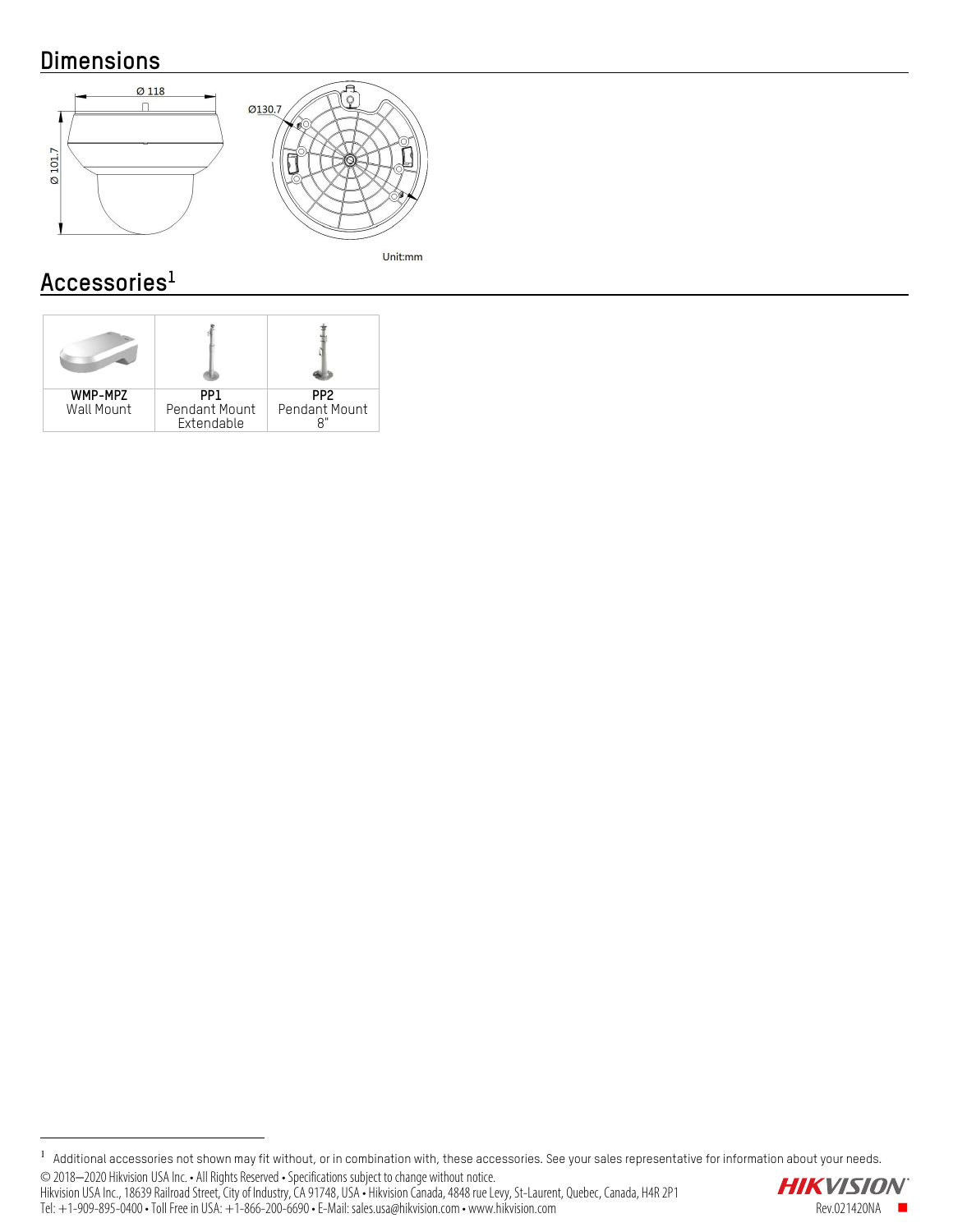## Dimensions

Ø 118

Ø 101.7

Ø130.7

Unit:mm

## Accessories[1]

| | | |
|---|---|---|
| **WMP-MPZ** Wall Mount | **PP1** Pendant Mount Extendable | **PP2** Pendant Mount 8" |

[1] Additional accessories not shown may fit without, or in combination with, these accessories. See your sales representative for information about your needs.

© 2018–2020 Hikvision USA Inc. • All Rights Reserved • Specifications subject to change without notice.
Hikvision USA Inc., 18639 Railroad Street, City of Industry, CA 91748, USA • Hikvision Canada, 4848 rue Levy, St-Laurent, Quebec, Canada, H4R 2P1
Tel: +1-909-895-0400 • Toll Free in USA: +1-866-200-6690 • E-Mail: sales.usa@hikvision.com • www.hikvision.com

Rev.021420NA